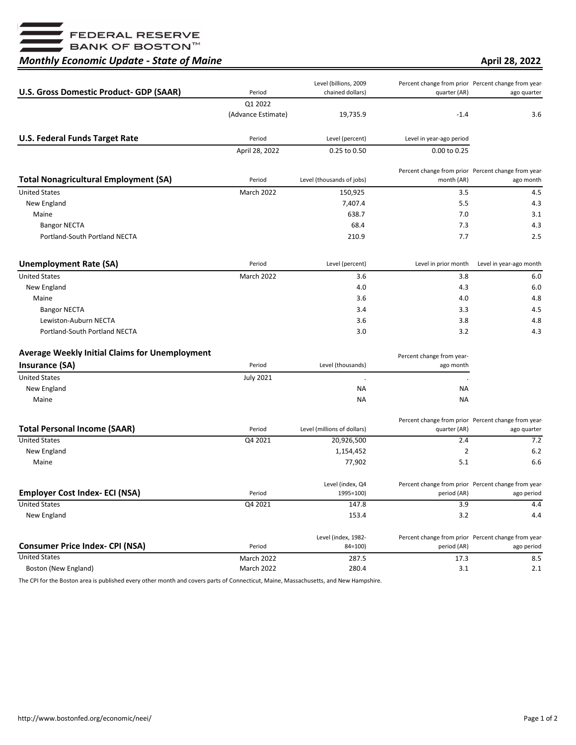FEDERAL RESERVE BANK OF BOSTON™

# *Monthly Economic Update - State of Maine*

**April 28, 2022**

| **U.S. Gross Domestic Product- GDP (SAAR)** | Period | Level (billions, 2009 chained dollars) | Percent change from prior quarter (AR) | Percent change from year-ago quarter |
|---|---|---|---|---|
| | Q1 2022 (Advance Estimate) | 19,735.9 | -1.4 | 3.6 |

| **U.S. Federal Funds Target Rate** | Period | Level (percent) | Level in year-ago period |
|---|---|---|---|
| | April 28, 2022 | 0.25 to 0.50 | 0.00 to 0.25 |

| **Total Nonagricultural Employment (SA)** | Period | Level (thousands of jobs) | Percent change from prior month (AR) | Percent change from year-ago month |
|---|---|---|---|---|
| United States | March 2022 | 150,925 | 3.5 | 4.5 |
| New England | | 7,407.4 | 5.5 | 4.3 |
| Maine | | 638.7 | 7.0 | 3.1 |
| Bangor NECTA | | 68.4 | 7.3 | 4.3 |
| Portland-South Portland NECTA | | 210.9 | 7.7 | 2.5 |

| **Unemployment Rate (SA)** | Period | Level (percent) | Level in prior month | Level in year-ago month |
|---|---|---|---|---|
| United States | March 2022 | 3.6 | 3.8 | 6.0 |
| New England | | 4.0 | 4.3 | 6.0 |
| Maine | | 3.6 | 4.0 | 4.8 |
| Bangor NECTA | | 3.4 | 3.3 | 4.5 |
| Lewiston-Auburn NECTA | | 3.6 | 3.8 | 4.8 |
| Portland-South Portland NECTA | | 3.0 | 3.2 | 4.3 |

| **Average Weekly Initial Claims for Unemployment Insurance (SA)** | Period | Level (thousands) | Percent change from year-ago month |
|---|---|---|---|
| United States | July 2021 | . | . |
| New England | | NA | NA |
| Maine | | NA | NA |

| **Total Personal Income (SAAR)** | Period | Level (millions of dollars) | Percent change from prior quarter (AR) | Percent change from year-ago quarter |
|---|---|---|---|---|
| United States | Q4 2021 | 20,926,500 | 2.4 | 7.2 |
| New England | | 1,154,452 | 2 | 6.2 |
| Maine | | 77,902 | 5.1 | 6.6 |

| **Employer Cost Index- ECI (NSA)** | Period | Level (index, Q4 1995=100) | Percent change from prior period (AR) | Percent change from year-ago period |
|---|---|---|---|---|
| United States | Q4 2021 | 147.8 | 3.9 | 4.4 |
| New England | | 153.4 | 3.2 | 4.4 |

| **Consumer Price Index- CPI (NSA)** | Period | Level (index, 1982-84=100) | Percent change from prior period (AR) | Percent change from year-ago period |
|---|---|---|---|---|
| United States | March 2022 | 287.5 | 17.3 | 8.5 |
| Boston (New England) | March 2022 | 280.4 | 3.1 | 2.1 |

The CPI for the Boston area is published every other month and covers parts of Connecticut, Maine, Massachusetts, and New Hampshire.

http://www.bostonfed.org/economic/neei/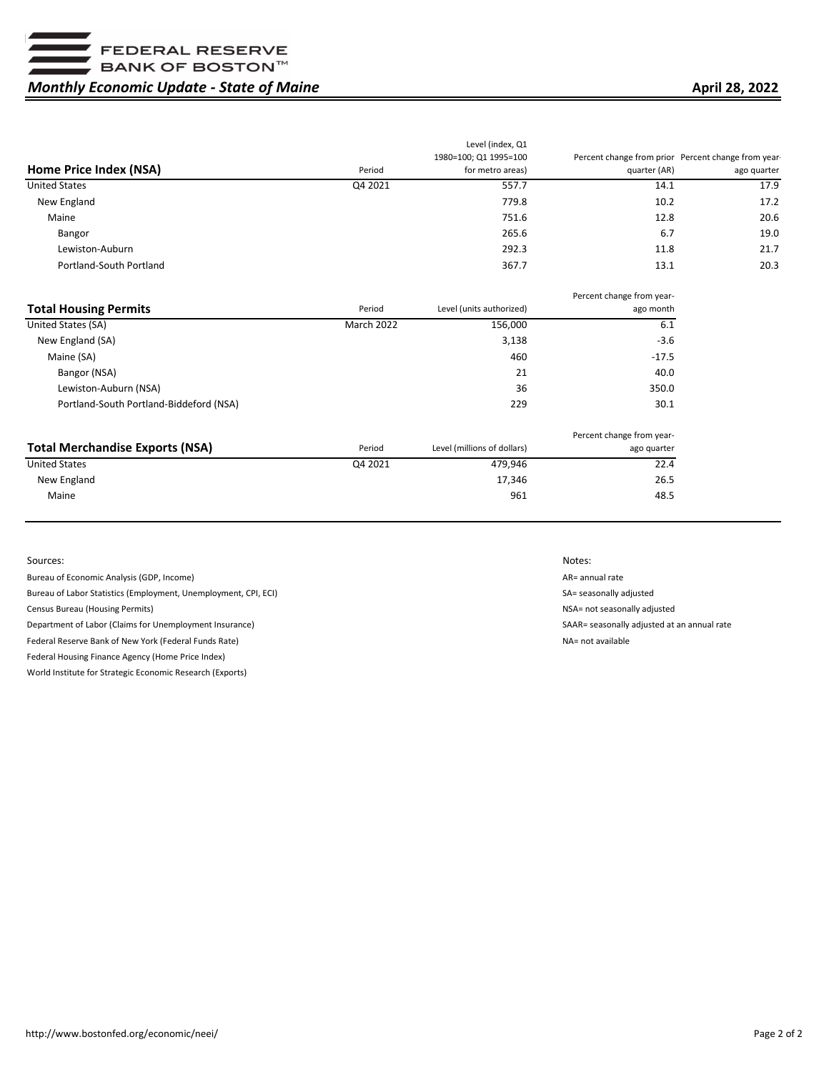# Monthly Economic Update - State of Maine

April 28, 2022

| Home Price Index (NSA) | Period | Level (index, Q1 1980=100; Q1 1995=100 for metro areas) | Percent change from prior quarter (AR) | Percent change from year-ago quarter |
|---|---|---|---|---|
| United States | Q4 2021 | 557.7 | 14.1 | 17.9 |
| New England | | 779.8 | 10.2 | 17.2 |
| Maine | | 751.6 | 12.8 | 20.6 |
| Bangor | | 265.6 | 6.7 | 19.0 |
| Lewiston-Auburn | | 292.3 | 11.8 | 21.7 |
| Portland-South Portland | | 367.7 | 13.1 | 20.3 |

| Total Housing Permits | Period | Level (units authorized) | Percent change from year-ago month |
|---|---|---|---|
| United States (SA) | March 2022 | 156,000 | 6.1 |
| New England (SA) | | 3,138 | -3.6 |
| Maine (SA) | | 460 | -17.5 |
| Bangor (NSA) | | 21 | 40.0 |
| Lewiston-Auburn (NSA) | | 36 | 350.0 |
| Portland-South Portland-Biddeford (NSA) | | 229 | 30.1 |

| Total Merchandise Exports (NSA) | Period | Level (millions of dollars) | Percent change from year-ago quarter |
|---|---|---|---|
| United States | Q4 2021 | 479,946 | 22.4 |
| New England | | 17,346 | 26.5 |
| Maine | | 961 | 48.5 |

Sources:

Bureau of Economic Analysis (GDP, Income)
Bureau of Labor Statistics (Employment, Unemployment, CPI, ECI)
Census Bureau (Housing Permits)
Department of Labor (Claims for Unemployment Insurance)
Federal Reserve Bank of New York (Federal Funds Rate)
Federal Housing Finance Agency (Home Price Index)
World Institute for Strategic Economic Research (Exports)

Notes:

AR= annual rate
SA= seasonally adjusted
NSA= not seasonally adjusted
SAAR= seasonally adjusted at an annual rate
NA= not available

http://www.bostonfed.org/economic/neei/